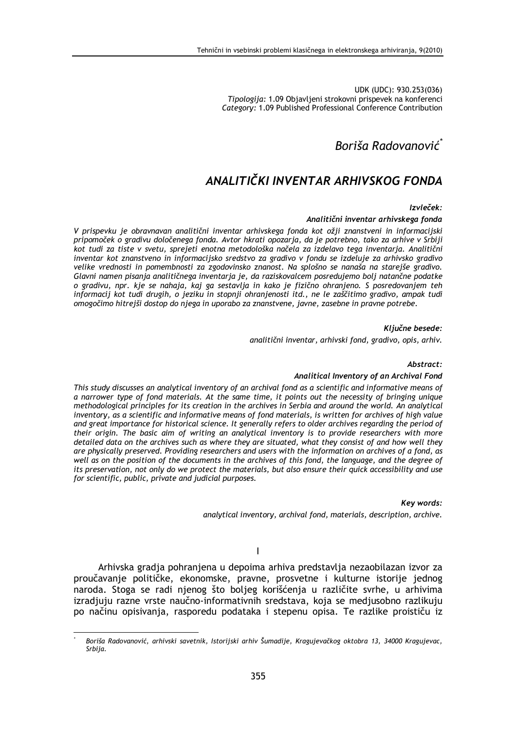UDK (UDC): 930.253(036)
*Tipologija:* 1.09 Objavljeni strokovni prispevek na konferenci
*Category:* 1.09 Published Professional Conference Contribution

*Boriša Radovanović*[*]

# *ANALITIČKI INVENTAR ARHIVSKOG FONDA*

***Izvleček:***

***Analitični inventar arhivskega fonda***

*V prispevku je obravnavan analitični inventar arhivskega fonda kot ožji znanstveni in informacijski pripomoček o gradivu določenega fonda. Avtor hkrati opozarja, da je potrebno, tako za arhive v Srbiji kot tudi za tiste v svetu, sprejeti enotna metodološka načela za izdelavo tega inventarja. Analitični inventar kot znanstveno in informacijsko sredstvo za gradivo v fondu se izdeluje za arhivsko gradivo velike vrednosti in pomembnosti za zgodovinsko znanost. Na splošno se nanaša na starejše gradivo. Glavni namen pisanja analitičnega inventarja je, da raziskovalcem posredujemo bolj natančne podatke o gradivu, npr. kje se nahaja, kaj ga sestavlja in kako je fizično ohranjeno. S posredovanjem teh informacij kot tudi drugih, o jeziku in stopnji ohranjenosti itd., ne le zaščitimo gradivo, ampak tudi omogočimo hitrejši dostop do njega in uporabo za znanstvene, javne, zasebne in pravne potrebe.*

***Ključne besede:***

*analitični inventar, arhivski fond, gradivo, opis, arhiv.*

***Abstract:***

***Analitical Inventory of an Archival Fond***

*This study discusses an analytical inventory of an archival fond as a scientific and informative means of a narrower type of fond materials. At the same time, it points out the necessity of bringing unique methodological principles for its creation in the archives in Serbia and around the world. An analytical inventory, as a scientific and informative means of fond materials, is written for archives of high value and great importance for historical science. It generally refers to older archives regarding the period of their origin. The basic aim of writing an analytical inventory is to provide researchers with more detailed data on the archives such as where they are situated, what they consist of and how well they are physically preserved. Providing researchers and users with the information on archives of a fond, as well as on the position of the documents in the archives of this fond, the language, and the degree of its preservation, not only do we protect the materials, but also ensure their quick accessibility and use for scientific, public, private and judicial purposes.*

***Key words:***

*analytical inventory, archival fond, materials, description, archive.*

## I

Arhivska gradja pohranjena u depoima arhiva predstavlja nezaobilazan izvor za proučavanje političke, ekonomske, pravne, prosvetne i kulturne istorije jednog naroda. Stoga se radi njenog što boljeg korišćenja u različite svrhe, u arhivima izradjuju razne vrste naučno-informativnih sredstava, koja se medjusobno razlikuju po načinu opisivanja, rasporedu podataka i stepenu opisa. Te razlike proističu iz

[*] *Boriša Radovanović, arhivski savetnik, Istorijski arhiv Šumadije, Kragujevačkog oktobra 13, 34000 Kragujevac, Srbija.*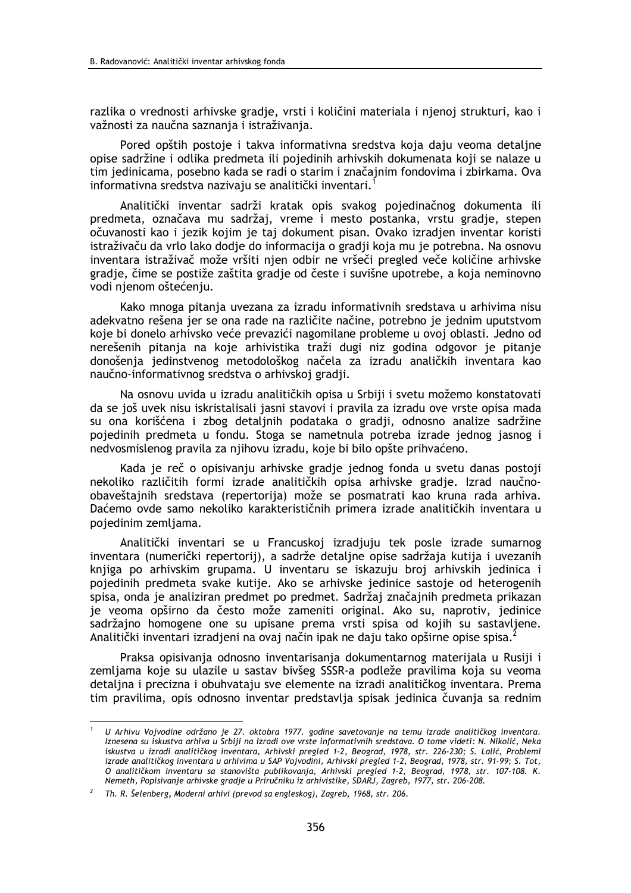razlika o vrednosti arhivske gradje, vrsti i količini materiala i njenoj strukturi, kao i važnosti za naučna saznanja i istraživanja.

Pored opštih postoje i takva informativna sredstva koja daju veoma detaljne opise sadržine i odlika predmeta ili pojedinih arhivskih dokumenata koji se nalaze u tim jedinicama, posebno kada se radi o starim i značajnim fondovima i zbirkama. Ova informativna sredstva nazivaju se analitički inventari.[1]

Analitički inventar sadrži kratak opis svakog pojedinačnog dokumenta ili predmeta, označava mu sadržaj, vreme i mesto postanka, vrstu gradje, stepen očuvanosti kao i jezik kojim je taj dokument pisan. Ovako izradjen inventar koristi istraživaču da vrlo lako dodje do informacija o gradji koja mu je potrebna. Na osnovu inventara istraživač može vršiti njen odbir ne vršeči pregled veče količine arhivske gradje, čime se postiže zaštita gradje od česte i suvišne upotrebe, a koja neminovno vodi njenom oštećenju.

Kako mnoga pitanja uvezana za izradu informativnih sredstava u arhivima nisu adekvatno rešena jer se ona rade na različite načine, potrebno je jednim uputstvom koje bi donelo arhivsko veće prevazići nagomilane probleme u ovoj oblasti. Jedno od nerešenih pitanja na koje arhivistika traži dugi niz godina odgovor je pitanje donošenja jedinstvenog metodološkog načela za izradu analičkih inventara kao naučno-informativnog sredstva o arhivskoj gradji.

Na osnovu uvida u izradu analitičkih opisa u Srbiji i svetu možemo konstatovati da se još uvek nisu iskristalisali jasni stavovi i pravila za izradu ove vrste opisa mada su ona korišćena i zbog detaljnih podataka o gradji, odnosno analize sadržine pojedinih predmeta u fondu. Stoga se nametnula potreba izrade jednog jasnog i nedvosmislenog pravila za njihovu izradu, koje bi bilo opšte prihvaćeno.

Kada je reč o opisivanju arhivske gradje jednog fonda u svetu danas postoji nekoliko različitih formi izrade analitičkih opisa arhivske gradje. Izrad naučno-obaveštajnih sredstava (repertorija) može se posmatrati kao kruna rada arhiva. Daćemo ovde samo nekoliko karakterističnih primera izrade analitičkih inventara u pojedinim zemljama.

Analitički inventari se u Francuskoj izradjuju tek posle izrade sumarnog inventara (numerički repertorij), a sadrže detaljne opise sadržaja kutija i uvezanih knjiga po arhivskim grupama. U inventaru se iskazuju broj arhivskih jedinica i pojedinih predmeta svake kutije. Ako se arhivske jedinice sastoje od heterogenih spisa, onda je analiziran predmet po predmet. Sadržaj značajnih predmeta prikazan je veoma opširno da često može zameniti original. Ako su, naprotiv, jedinice sadržajno homogene one su upisane prema vrsti spisa od kojih su sastavljene. Analitički inventari izradjeni na ovaj način ipak ne daju tako opširne opise spisa.[2]

Praksa opisivanja odnosno inventarisanja dokumentarnog materijala u Rusiji i zemljama koje su ulazile u sastav bivšeg SSSR-a podleže pravilima koja su veoma detaljna i precizna i obuhvataju sve elemente na izradi analitičkog inventara. Prema tim pravilima, opis odnosno inventar predstavlja spisak jedinica čuvanja sa rednim

---

[1] *U Arhivu Vojvodine održano je 27. oktobra 1977. godine savetovanje na temu izrade analitičkog inventara. Iznesena su iskustva arhiva u Srbiji na izradi ove vrste informativnih sredstava. O tome videti: N. Nikolić, Neka iskustva u izradi analitičkog inventara, Arhivski pregled 1-2, Beograd, 1978, str. 226-230; S. Lalić, Problemi izrade analitičkog inventara u arhivima u SAP Vojvodini, Arhivski pregled 1-2, Beograd, 1978, str. 91-99; S. Tot, O analitičkom inventaru sa stanovišta publikovanja, Arhivski pregled 1-2, Beograd, 1978, str. 107-108. K. Nemeth, Popisivanje arhivske gradje u Priručniku iz arhivistike, SDARJ, Zagreb, 1977, str. 206-208.*

[2] *Th. R. Šelenberg, Moderni arhivi (prevod sa engleskog), Zagreb, 1968, str. 206.*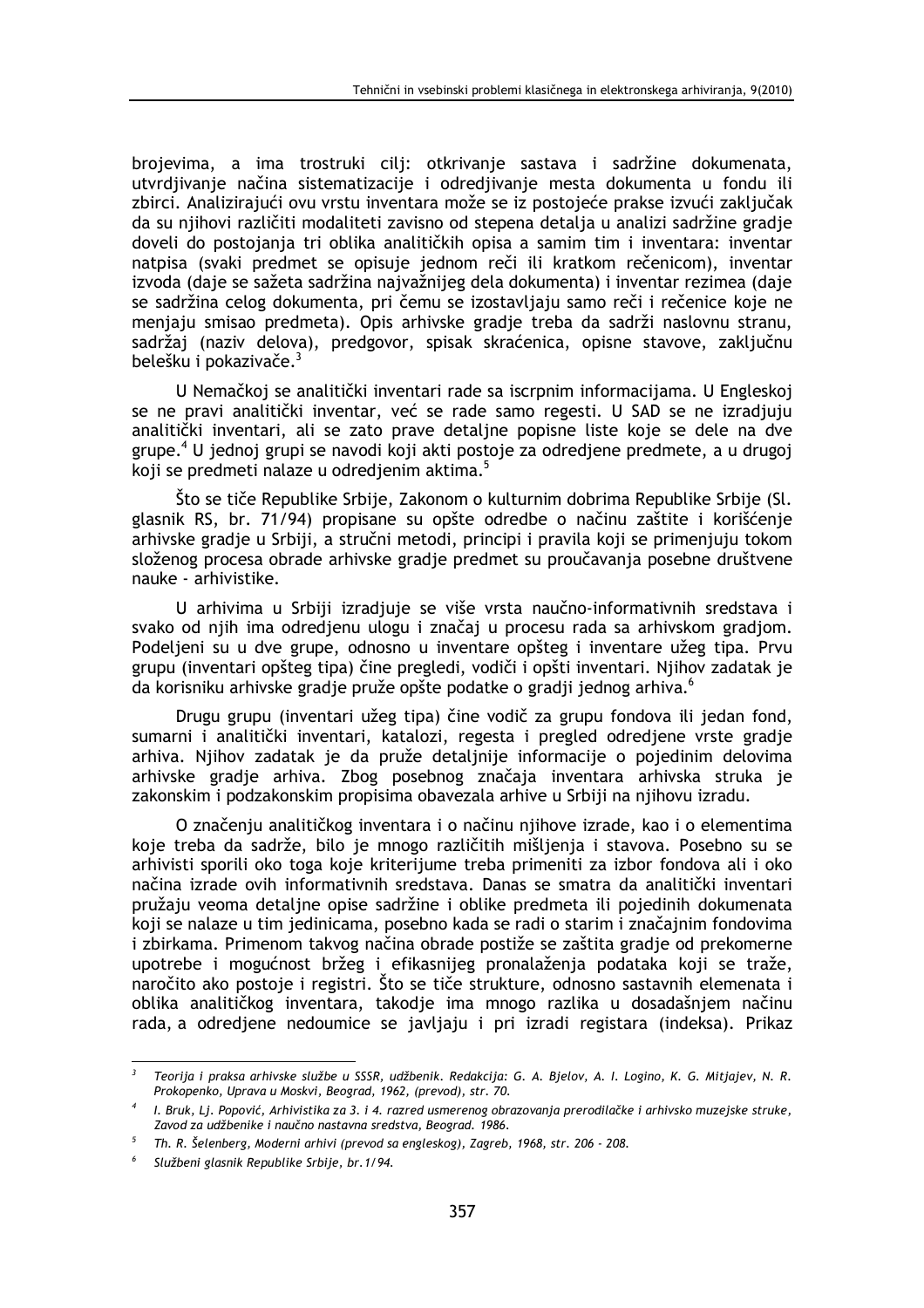brojevima, a ima trostruki cilj: otkrivanje sastava i sadržine dokumenata, utvrdjivanje načina sistematizacije i odredjivanje mesta dokumenta u fondu ili zbirci. Analizirajući ovu vrstu inventara može se iz postojeće prakse izvući zaključak da su njihovi različiti modaliteti zavisno od stepena detalja u analizi sadržine gradje doveli do postojanja tri oblika analitičkih opisa a samim tim i inventara: inventar natpisa (svaki predmet se opisuje jednom reči ili kratkom rečenicom), inventar izvoda (daje se sažeta sadržina najvažnijeg dela dokumenta) i inventar rezimea (daje se sadržina celog dokumenta, pri čemu se izostavljaju samo reči i rečenice koje ne menjaju smisao predmeta). Opis arhivske gradje treba da sadrži naslovnu stranu, sadržaj (naziv delova), predgovor, spisak skraćenica, opisne stavove, zaključnu belešku i pokazivače.[3]

U Nemačkoj se analitički inventari rade sa iscrpnim informacijama. U Engleskoj se ne pravi analitički inventar, već se rade samo regesti. U SAD se ne izradjuju analitički inventari, ali se zato prave detaljne popisne liste koje se dele na dve grupe.[4] U jednoj grupi se navodi koji akti postoje za odredjene predmete, a u drugoj koji se predmeti nalaze u odredjenim aktima.[5]

Što se tiče Republike Srbije, Zakonom o kulturnim dobrima Republike Srbije (Sl. glasnik RS, br. 71/94) propisane su opšte odredbe o načinu zaštite i korišćenje arhivske gradje u Srbiji, a stručni metodi, principi i pravila koji se primenjuju tokom složenog procesa obrade arhivske gradje predmet su proučavanja posebne društvene nauke - arhivistike.

U arhivima u Srbiji izradjuje se više vrsta naučno-informativnih sredstava i svako od njih ima odredjenu ulogu i značaj u procesu rada sa arhivskom gradjom. Podeljeni su u dve grupe, odnosno u inventare opšteg i inventare užeg tipa. Prvu grupu (inventari opšteg tipa) čine pregledi, vodiči i opšti inventari. Njihov zadatak je da korisniku arhivske gradje pruže opšte podatke o gradji jednog arhiva.[6]

Drugu grupu (inventari užeg tipa) čine vodič za grupu fondova ili jedan fond, sumarni i analitički inventari, katalozi, regesta i pregled odredjene vrste gradje arhiva. Njihov zadatak je da pruže detaljnije informacije o pojedinim delovima arhivske gradje arhiva. Zbog posebnog značaja inventara arhivska struka je zakonskim i podzakonskim propisima obavezala arhive u Srbiji na njihovu izradu.

O značenju analitičkog inventara i o načinu njihove izrade, kao i o elementima koje treba da sadrže, bilo je mnogo različitih mišljenja i stavova. Posebno su se arhivisti sporili oko toga koje kriterijume treba primeniti za izbor fondova ali i oko načina izrade ovih informativnih sredstava. Danas se smatra da analitički inventari pružaju veoma detaljne opise sadržine i oblike predmeta ili pojedinih dokumenata koji se nalaze u tim jedinicama, posebno kada se radi o starim i značajnim fondovima i zbirkama. Primenom takvog načina obrade postiže se zaštita gradje od prekomerne upotrebe i mogućnost bržeg i efikasnijeg pronalaženja podataka koji se traže, naročito ako postoje i registri. Što se tiče strukture, odnosno sastavnih elemenata i oblika analitičkog inventara, takodje ima mnogo razlika u dosadašnjem načinu rada, a odredjene nedoumice se javljaju i pri izradi registara (indeksa). Prikaz

---

[3] *Teorija i praksa arhivske službe u SSSR, udžbenik. Redakcija: G. A. Bjelov, A. I. Logino, K. G. Mitjajev, N. R. Prokopenko, Uprava u Moskvi, Beograd, 1962, (prevod), str. 70.*

[4] *I. Bruk, Lj. Popović, Arhivistika za 3. i 4. razred usmerenog obrazovanja prerodilačke i arhivsko muzejske struke, Zavod za udžbenike i naučno nastavna sredstva, Beograd. 1986.*

[5] *Th. R. Šelenberg, Moderni arhivi (prevod sa engleskog), Zagreb, 1968, str. 206 - 208.*

[6] *Službeni glasnik Republike Srbije, br.1/94.*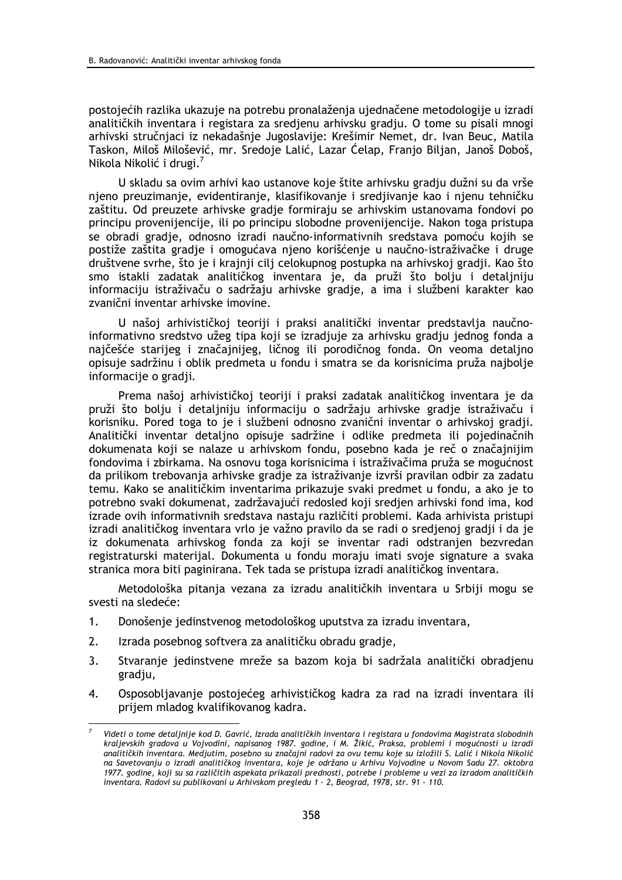postojećih razlika ukazuje na potrebu pronalaženja ujednačene metodologije u izradi analitičkih inventara i registara za sredjenu arhivsku gradju. O tome su pisali mnogi arhivski stručnjaci iz nekadašnje Jugoslavije: Krešimir Nemet, dr. Ivan Beuc, Matila Taskon, Miloš Milošević, mr. Sredoje Lalić, Lazar Ćelap, Franjo Biljan, Janoš Doboš, Nikola Nikolić i drugi.[7]

U skladu sa ovim arhivi kao ustanove koje štite arhivsku gradju dužni su da vrše njeno preuzimanje, evidentiranje, klasifikovanje i sredjivanje kao i njenu tehničku zaštitu. Od preuzete arhivske gradje formiraju se arhivskim ustanovama fondovi po principu provenijencije, ili po principu slobodne provenijencije. Nakon toga pristupa se obradi gradje, odnosno izradi naučno-informativnih sredstava pomoću kojih se postiže zaštita gradje i omogućava njeno korišćenje u naučno-istraživačke i druge društvene svrhe, što je i krajnji cilj celokupnog postupka na arhivskoj gradji. Kao što smo istakli zadatak analitičkog inventara je, da pruži što bolju i detaljniju informaciju istraživaču o sadržaju arhivske gradje, a ima i službeni karakter kao zvanični inventar arhivske imovine.

U našoj arhivističkoj teoriji i praksi analitički inventar predstavlja naučno-informativno sredstvo užeg tipa koji se izradjuje za arhivsku gradju jednog fonda a najčešće starijeg i značajnijeg, ličnog ili porodičnog fonda. On veoma detaljno opisuje sadržinu i oblik predmeta u fondu i smatra se da korisnicima pruža najbolje informacije o gradji.

Prema našoj arhivističkoj teoriji i praksi zadatak analitičkog inventara je da pruži što bolju i detaljniju informaciju o sadržaju arhivske gradje istraživaču i korisniku. Pored toga to je i službeni odnosno zvanični inventar o arhivskoj gradji. Analitički inventar detaljno opisuje sadržine i odlike predmeta ili pojedinačnih dokumenata koji se nalaze u arhivskom fondu, posebno kada je reč o značajnijim fondovima i zbirkama. Na osnovu toga korisnicima i istraživačima pruža se mogućnost da prilikom trebovanja arhivske gradje za istraživanje izvrši pravilan odbir za zadatu temu. Kako se analitičkim inventarima prikazuje svaki predmet u fondu, a ako je to potrebno svaki dokumenat, zadržavajući redosled koji sredjen arhivski fond ima, kod izrade ovih informativnih sredstava nastaju različiti problemi. Kada arhivista pristupi izradi analitičkog inventara vrlo je važno pravilo da se radi o sredjenoj gradji i da je iz dokumenata arhivskog fonda za koji se inventar radi odstranjen bezvredan registraturski materijal. Dokumenta u fondu moraju imati svoje signature a svaka stranica mora biti paginirana. Tek tada se pristupa izradi analitičkog inventara.

Metodološka pitanja vezana za izradu analitičkih inventara u Srbiji mogu se svesti na sledeće:

1. Donošenje jedinstvenog metodološkog uputstva za izradu inventara,
2. Izrada posebnog softvera za analitičku obradu gradje,
3. Stvaranje jedinstvene mreže sa bazom koja bi sadržala analitički obradjenu gradju,
4. Osposobljavanje postojećeg arhivističkog kadra za rad na izradi inventara ili prijem mladog kvalifikovanog kadra.

---

[7] *Videti o tome detaljnije kod D. Gavrić, Izrada analitičkih inventara i registara u fondovima Magistrata slobodnih kraljevskih gradova u Vojvodini, napisanog 1987. godine, i M. Žikić, Praksa, problemi i mogućnosti u izradi analitičkih inventara. Medjutim, posebno su značajni radovi za ovu temu koje su izložili S. Lalić i Nikola Nikolić na Savetovanju o izradi analitičkog inventara, koje je održano u Arhivu Vojvodine u Novom Sadu 27. oktobra 1977. godine, koji su sa različitih aspekata prikazali prednosti, potrebe i probleme u vezi za izradom analitičkih inventara. Radovi su publikovani u Arhivskom pregledu 1 - 2, Beograd, 1978, str. 91 - 110.*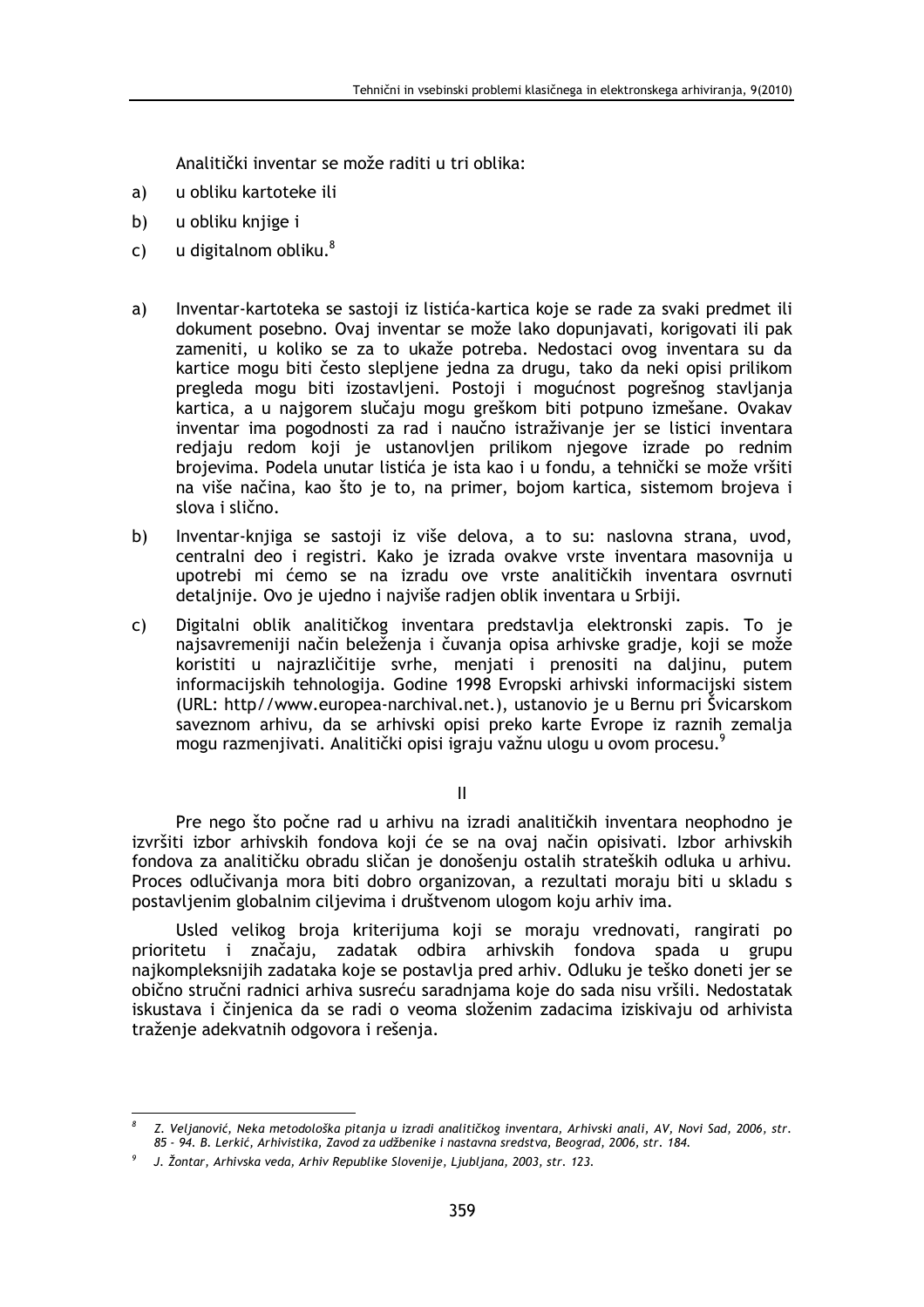Analitički inventar se može raditi u tri oblika:

a) u obliku kartoteke ili

b) u obliku knjige i

c) u digitalnom obliku.[8]

a) Inventar-kartoteka se sastoji iz listića-kartica koje se rade za svaki predmet ili dokument posebno. Ovaj inventar se može lako dopunjavati, korigovati ili pak zameniti, u koliko se za to ukaže potreba. Nedostaci ovog inventara su da kartice mogu biti često slepljene jedna za drugu, tako da neki opisi prilikom pregleda mogu biti izostavljeni. Postoji i mogućnost pogrešnog stavljanja kartica, a u najgorem slučaju mogu greškom biti potpuno izmešane. Ovakav inventar ima pogodnosti za rad i naučno istraživanje jer se listici inventara redjaju redom koji je ustanovljen prilikom njegove izrade po rednim brojevima. Podela unutar listića je ista kao i u fondu, a tehnički se može vršiti na više načina, kao što je to, na primer, bojom kartica, sistemom brojeva i slova i slično.

b) Inventar-knjiga se sastoji iz više delova, a to su: naslovna strana, uvod, centralni deo i registri. Kako je izrada ovakve vrste inventara masovnija u upotrebi mi ćemo se na izradu ove vrste analitičkih inventara osvrnuti detaljnije. Ovo je ujedno i najviše radjen oblik inventara u Srbiji.

c) Digitalni oblik analitičkog inventara predstavlja elektronski zapis. To je najsavremeniji način beleženja i čuvanja opisa arhivske gradje, koji se može koristiti u najrazličitije svrhe, menjati i prenositi na daljinu, putem informacijskih tehnologija. Godine 1998 Evropski arhivski informacijski sistem (URL: http//www.europea-narchival.net.), ustanovio je u Bernu pri Švicarskom saveznom arhivu, da se arhivski opisi preko karte Evrope iz raznih zemalja mogu razmenjivati. Analitički opisi igraju važnu ulogu u ovom procesu.[9]

## II

Pre nego što počne rad u arhivu na izradi analitičkih inventara neophodno je izvršiti izbor arhivskih fondova koji će se na ovaj način opisivati. Izbor arhivskih fondova za analitičku obradu sličan je donošenju ostalih strateških odluka u arhivu. Proces odlučivanja mora biti dobro organizovan, a rezultati moraju biti u skladu s postavljenim globalnim ciljevima i društvenom ulogom koju arhiv ima.

Usled velikog broja kriterijuma koji se moraju vrednovati, rangirati po prioritetu i značaju, zadatak odbira arhivskih fondova spada u grupu najkompleksnijih zadataka koje se postavlja pred arhiv. Odluku je teško doneti jer se obično stručni radnici arhiva susreću saradnjama koje do sada nisu vršili. Nedostatak iskustava i činjenica da se radi o veoma složenim zadacima iziskivaju od arhivista traženje adekvatnih odgovora i rešenja.

---

[8] *Z. Veljanović, Neka metodološka pitanja u izradi analitičkog inventara, Arhivski anali, AV, Novi Sad, 2006, str. 85 - 94. B. Lerkić, Arhivistika, Zavod za udžbenike i nastavna sredstva, Beograd, 2006, str. 184.*

[9] *J. Žontar, Arhivska veda, Arhiv Republike Slovenije, Ljubljana, 2003, str. 123.*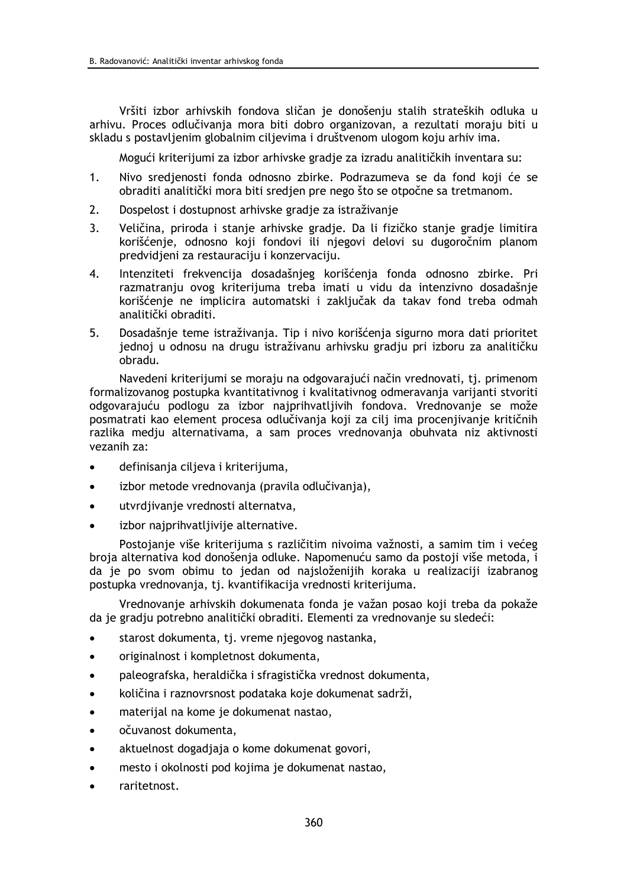Vršiti izbor arhivskih fondova sličan je donošenju stalih strateških odluka u arhivu. Proces odlučivanja mora biti dobro organizovan, a rezultati moraju biti u skladu s postavljenim globalnim ciljevima i društvenom ulogom koju arhiv ima.

Mogući kriterijumi za izbor arhivske gradje za izradu analitičkih inventara su:

1. Nivo sredjenosti fonda odnosno zbirke. Podrazumeva se da fond koji će se obraditi analitički mora biti sredjen pre nego što se otpočne sa tretmanom.
2. Dospelost i dostupnost arhivske gradje za istraživanje
3. Veličina, priroda i stanje arhivske gradje. Da li fizičko stanje gradje limitira korišćenje, odnosno koji fondovi ili njegovi delovi su dugoročnim planom predvidjeni za restauraciju i konzervaciju.
4. Intenziteti frekvencija dosadašnjeg korišćenja fonda odnosno zbirke. Pri razmatranju ovog kriterijuma treba imati u vidu da intenzivno dosadašnje korišćenje ne implicira automatski i zaključak da takav fond treba odmah analitički obraditi.
5. Dosadašnje teme istraživanja. Tip i nivo korišćenja sigurno mora dati prioritet jednoj u odnosu na drugu istraživanu arhivsku gradju pri izboru za analitičku obradu.

Navedeni kriterijumi se moraju na odgovarajući način vrednovati, tj. primenom formalizovanog postupka kvantitativnog i kvalitativnog odmeravanja varijanti stvoriti odgovarajuću podlogu za izbor najprihvatljivih fondova. Vrednovanje se može posmatrati kao element procesa odlučivanja koji za cilj ima procenjivanje kritičnih razlika medju alternativama, a sam proces vrednovanja obuhvata niz aktivnosti vezanih za:

- definisanja ciljeva i kriterijuma,
- izbor metode vrednovanja (pravila odlučivanja),
- utvrdjivanje vrednosti alternatva,
- izbor najprihvatljivije alternative.

Postojanje više kriterijuma s različitim nivoima važnosti, a samim tim i većeg broja alternativa kod donošenja odluke. Napomenuću samo da postoji više metoda, i da je po svom obimu to jedan od najsloženijih koraka u realizaciji izabranog postupka vrednovanja, tj. kvantifikacija vrednosti kriterijuma.

Vrednovanje arhivskih dokumenata fonda je važan posao koji treba da pokaže da je gradju potrebno analitički obraditi. Elementi za vrednovanje su sledeći:

- starost dokumenta, tj. vreme njegovog nastanka,
- originalnost i kompletnost dokumenta,
- paleografska, heraldička i sfragistička vrednost dokumenta,
- količina i raznovrsnost podataka koje dokumenat sadrži,
- materijal na kome je dokumenat nastao,
- očuvanost dokumenta,
- aktuelnost dogadjaja o kome dokumenat govori,
- mesto i okolnosti pod kojima je dokumenat nastao,
- raritetnost.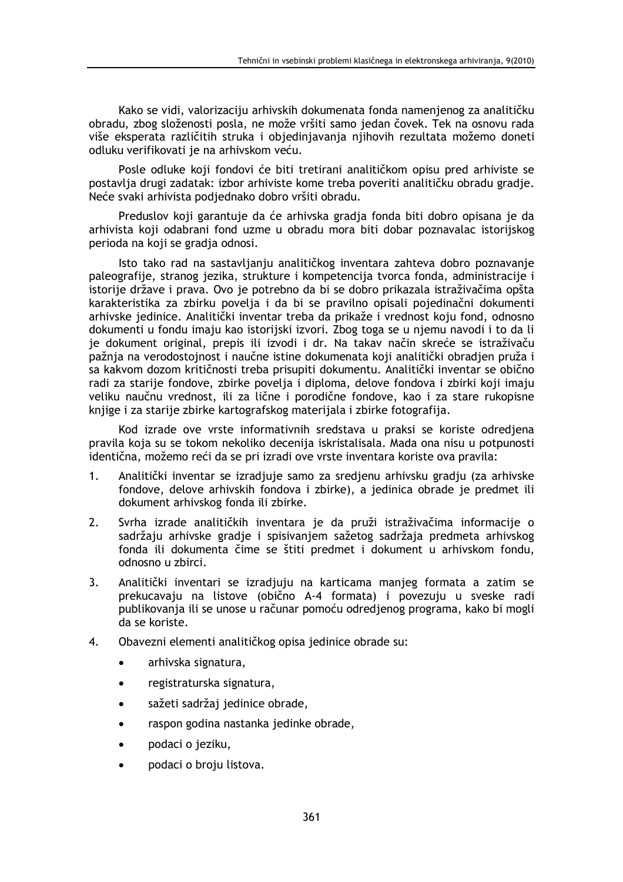Kako se vidi, valorizaciju arhivskih dokumenata fonda namenjenog za analitičku obradu, zbog složenosti posla, ne može vršiti samo jedan čovek. Tek na osnovu rada više eksperata različitih struka i objedinjavanja njihovih rezultata možemo doneti odluku verifikovati je na arhivskom veću.

Posle odluke koji fondovi će biti tretirani analitičkom opisu pred arhiviste se postavlja drugi zadatak: izbor arhiviste kome treba poveriti analitičku obradu gradje. Neće svaki arhivista podjednako dobro vršiti obradu.

Preduslov koji garantuje da će arhivska gradja fonda biti dobro opisana je da arhivista koji odabrani fond uzme u obradu mora biti dobar poznavalac istorijskog perioda na koji se gradja odnosi.

Isto tako rad na sastavljanju analitičkog inventara zahteva dobro poznavanje paleografije, stranog jezika, strukture i kompetencija tvorca fonda, administracije i istorije države i prava. Ovo je potrebno da bi se dobro prikazala istraživačima opšta karakteristika za zbirku povelja i da bi se pravilno opisali pojedinačni dokumenti arhivske jedinice. Analitički inventar treba da prikaže i vrednost koju fond, odnosno dokumenti u fondu imaju kao istorijski izvori. Zbog toga se u njemu navodi i to da li je dokument original, prepis ili izvodi i dr. Na takav način skreće se istraživaču pažnja na verodostojnost i naučne istine dokumenata koji analitički obradjen pruža i sa kakvom dozom kritičnosti treba prisupiti dokumentu. Analitički inventar se obično radi za starije fondove, zbirke povelja i diploma, delove fondova i zbirki koji imaju veliku naučnu vrednost, ili za lične i porodične fondove, kao i za stare rukopisne knjige i za starije zbirke kartografskog materijala i zbirke fotografija.

Kod izrade ove vrste informativnih sredstava u praksi se koriste odredjena pravila koja su se tokom nekoliko decenija iskristalisala. Mada ona nisu u potpunosti identična, možemo reći da se pri izradi ove vrste inventara koriste ova pravila:

1. Analitički inventar se izradjuje samo za sredjenu arhivsku gradju (za arhivske fondove, delove arhivskih fondova i zbirke), a jedinica obrade je predmet ili dokument arhivskog fonda ili zbirke.
2. Svrha izrade analitičkih inventara je da pruži istraživačima informacije o sadržaju arhivske gradje i spisivanjem sažetog sadržaja predmeta arhivskog fonda ili dokumenta čime se štiti predmet i dokument u arhivskom fondu, odnosno u zbirci.
3. Analitički inventari se izradjuju na karticama manjeg formata a zatim se prekucavaju na listove (obično A-4 formata) i povezuju u sveske radi publikovanja ili se unose u računar pomoću odredjenog programa, kako bi mogli da se koriste.
4. Obavezni elementi analitičkog opisa jedinice obrade su:
    - arhivska signatura,
    - registraturska signatura,
    - sažeti sadržaj jedinice obrade,
    - raspon godina nastanka jedinke obrade,
    - podaci o jeziku,
    - podaci o broju listova.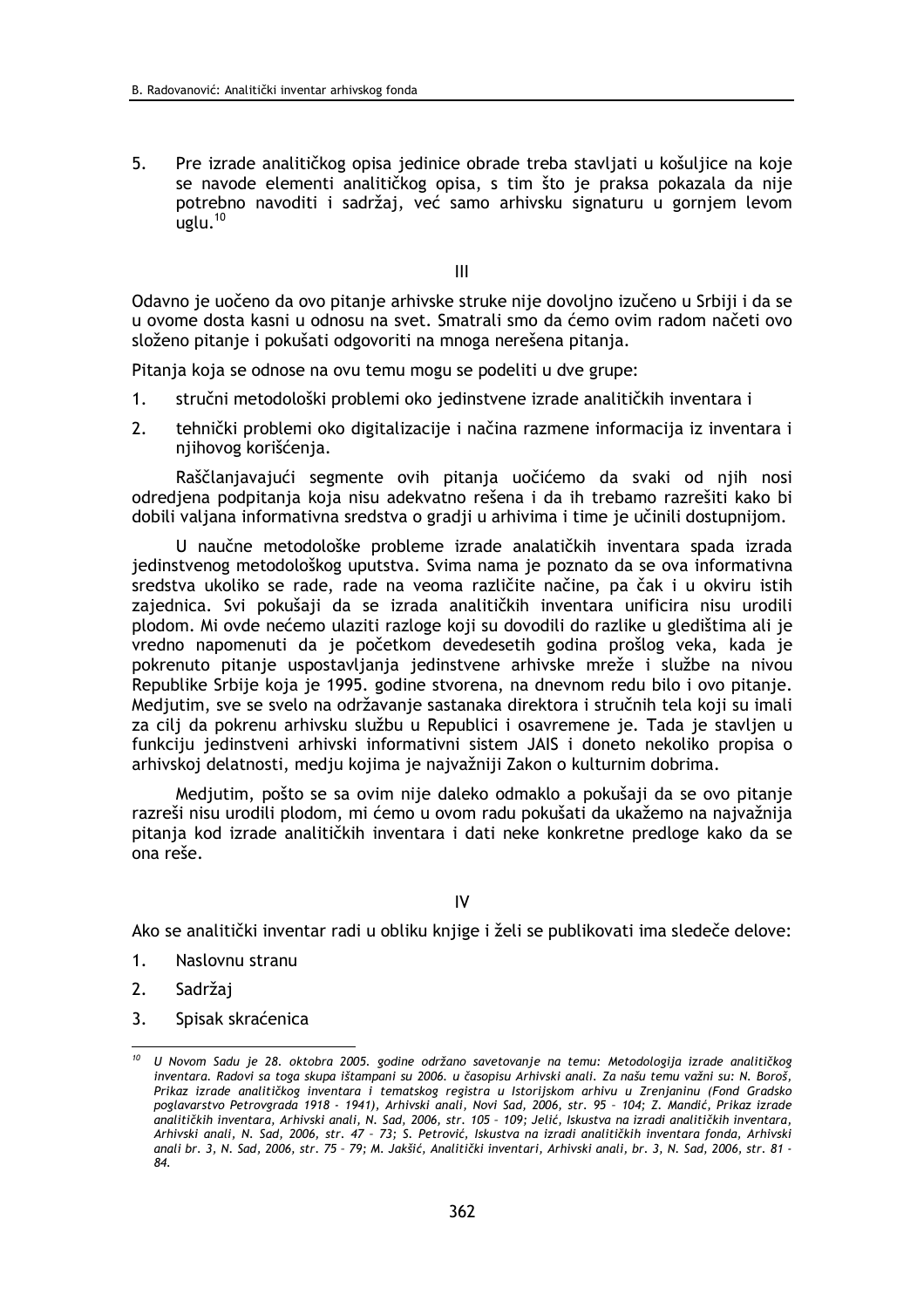5. Pre izrade analitičkog opisa jedinice obrade treba stavljati u košuljice na koje se navode elementi analitičkog opisa, s tim što je praksa pokazala da nije potrebno navoditi i sadržaj, već samo arhivsku signaturu u gornjem levom uglu.[10]

III

Odavno je uočeno da ovo pitanje arhivske struke nije dovoljno izučeno u Srbiji i da se u ovome dosta kasni u odnosu na svet. Smatrali smo da ćemo ovim radom načeti ovo složeno pitanje i pokušati odgovoriti na mnoga nerešena pitanja.

Pitanja koja se odnose na ovu temu mogu se podeliti u dve grupe:

1. stručni metodološki problemi oko jedinstvene izrade analitičkih inventara i
2. tehnički problemi oko digitalizacije i načina razmene informacija iz inventara i njihovog korišćenja.

Raščlanjavajući segmente ovih pitanja uočićemo da svaki od njih nosi odredjena podpitanja koja nisu adekvatno rešena i da ih trebamo razrešiti kako bi dobili valjana informativna sredstva o gradji u arhivima i time je učinili dostupnijom.

U naučne metodološke probleme izrade analatičkih inventara spada izrada jedinstvenog metodološkog uputstva. Svima nama je poznato da se ova informativna sredstva ukoliko se rade, rade na veoma različite načine, pa čak i u okviru istih zajednica. Svi pokušaji da se izrada analitičkih inventara unificira nisu urodili plodom. Mi ovde nećemo ulaziti razloge koji su dovodili do razlike u gledištima ali je vredno napomenuti da je početkom devedesetih godina prošlog veka, kada je pokrenuto pitanje uspostavljanja jedinstvene arhivske mreže i službe na nivou Republike Srbije koja je 1995. godine stvorena, na dnevnom redu bilo i ovo pitanje. Medjutim, sve se svelo na održavanje sastanaka direktora i stručnih tela koji su imali za cilj da pokrenu arhivsku službu u Republici i osavremene je. Tada je stavljen u funkciju jedinstveni arhivski informativni sistem JAIS i doneto nekoliko propisa o arhivskoj delatnosti, medju kojima je najvažniji Zakon o kulturnim dobrima.

Medjutim, pošto se sa ovim nije daleko odmaklo a pokušaji da se ovo pitanje razreši nisu urodili plodom, mi ćemo u ovom radu pokušati da ukažemo na najvažnija pitanja kod izrade analitičkih inventara i dati neke konkretne predloge kako da se ona reše.

IV

Ako se analitički inventar radi u obliku knjige i želi se publikovati ima sledeče delove:

1. Naslovnu stranu
2. Sadržaj
3. Spisak skraćenica

---

[10] *U Novom Sadu je 28. oktobra 2005. godine održano savetovanje na temu: Metodologija izrade analitičkog inventara. Radovi sa toga skupa ištampani su 2006. u časopisu Arhivski anali. Za našu temu važni su: N. Boroš, Prikaz izrade analitičkog inventara i tematskog registra u Istorijskom arhivu u Zrenjaninu (Fond Gradsko poglavarstvo Petrovgrada 1918 - 1941), Arhivski anali, Novi Sad, 2006, str. 95 – 104; Z. Mandić, Prikaz izrade analitičkih inventara, Arhivski anali, N. Sad, 2006, str. 105 – 109; Jelić, Iskustva na izradi analitičkih inventara, Arhivski anali, N. Sad, 2006, str. 47 – 73; S. Petrović, Iskustva na izradi analitičkih inventara fonda, Arhivski anali br. 3, N. Sad, 2006, str. 75 – 79; M. Jakšić, Analitički inventari, Arhivski anali, br. 3, N. Sad, 2006, str. 81 – 84.*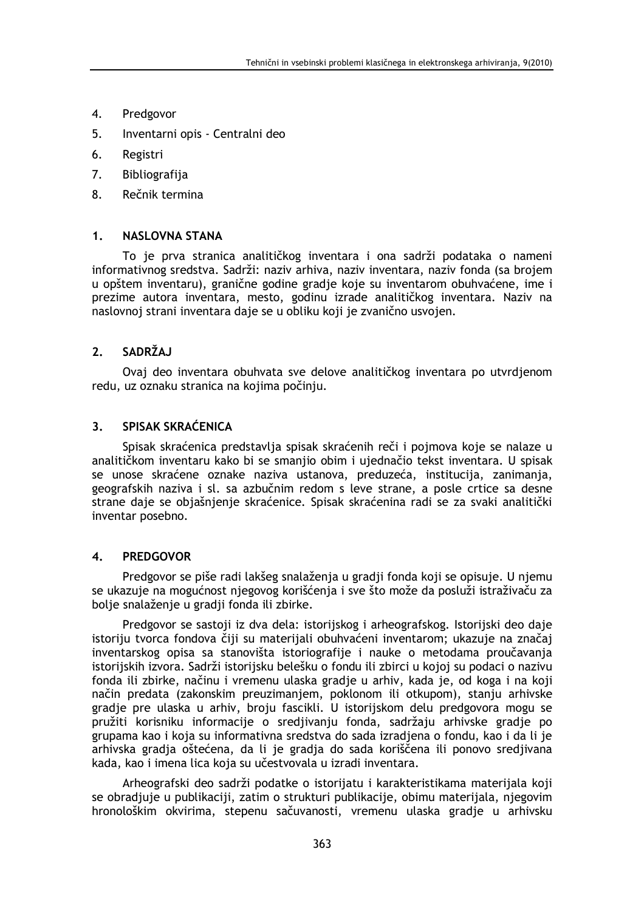4. Predgovor
5. Inventarni opis - Centralni deo
6. Registri
7. Bibliografija
8. Rečnik termina

## 1. NASLOVNA STANA

To je prva stranica analitičkog inventara i ona sadrži podataka o nameni informativnog sredstva. Sadrži: naziv arhiva, naziv inventara, naziv fonda (sa brojem u opštem inventaru), granične godine gradje koje su inventarom obuhvaćene, ime i prezime autora inventara, mesto, godinu izrade analitičkog inventara. Naziv na naslovnoj strani inventara daje se u obliku koji je zvanično usvojen.

## 2. SADRŽAJ

Ovaj deo inventara obuhvata sve delove analitičkog inventara po utvrdjenom redu, uz oznaku stranica na kojima počinju.

## 3. SPISAK SKRAĆENICA

Spisak skraćenica predstavlja spisak skraćenih reči i pojmova koje se nalaze u analitičkom inventaru kako bi se smanjio obim i ujednačio tekst inventara. U spisak se unose skraćene oznake naziva ustanova, preduzeća, institucija, zanimanja, geografskih naziva i sl. sa azbučnim redom s leve strane, a posle crtice sa desne strane daje se objašnjenje skraćenice. Spisak skraćenina radi se za svaki analitički inventar posebno.

## 4. PREDGOVOR

Predgovor se piše radi lakšeg snalaženja u gradji fonda koji se opisuje. U njemu se ukazuje na mogućnost njegovog korišćenja i sve što može da posluži istraživaču za bolje snalaženje u gradji fonda ili zbirke.

Predgovor se sastoji iz dva dela: istorijskog i arheografskog. Istorijski deo daje istoriju tvorca fondova čiji su materijali obuhvaćeni inventarom; ukazuje na značaj inventarskog opisa sa stanovišta istoriografije i nauke o metodama proučavanja istorijskih izvora. Sadrži istorijsku belešku o fondu ili zbirci u kojoj su podaci o nazivu fonda ili zbirke, načinu i vremenu ulaska gradje u arhiv, kada je, od koga i na koji način predata (zakonskim preuzimanjem, poklonom ili otkupom), stanju arhivske gradje pre ulaska u arhiv, broju fascikli. U istorijskom delu predgovora mogu se pružiti korisniku informacije o sredjivanju fonda, sadržaju arhivske gradje po grupama kao i koja su informativna sredstva do sada izradjena o fondu, kao i da li je arhivska gradja oštećena, da li je gradja do sada koriščena ili ponovo sredjivana kada, kao i imena lica koja su učestvovala u izradi inventara.

Arheografski deo sadrži podatke o istorijatu i karakteristikama materijala koji se obradjuje u publikaciji, zatim o strukturi publikacije, obimu materijala, njegovim hronološkim okvirima, stepenu sačuvanosti, vremenu ulaska gradje u arhivsku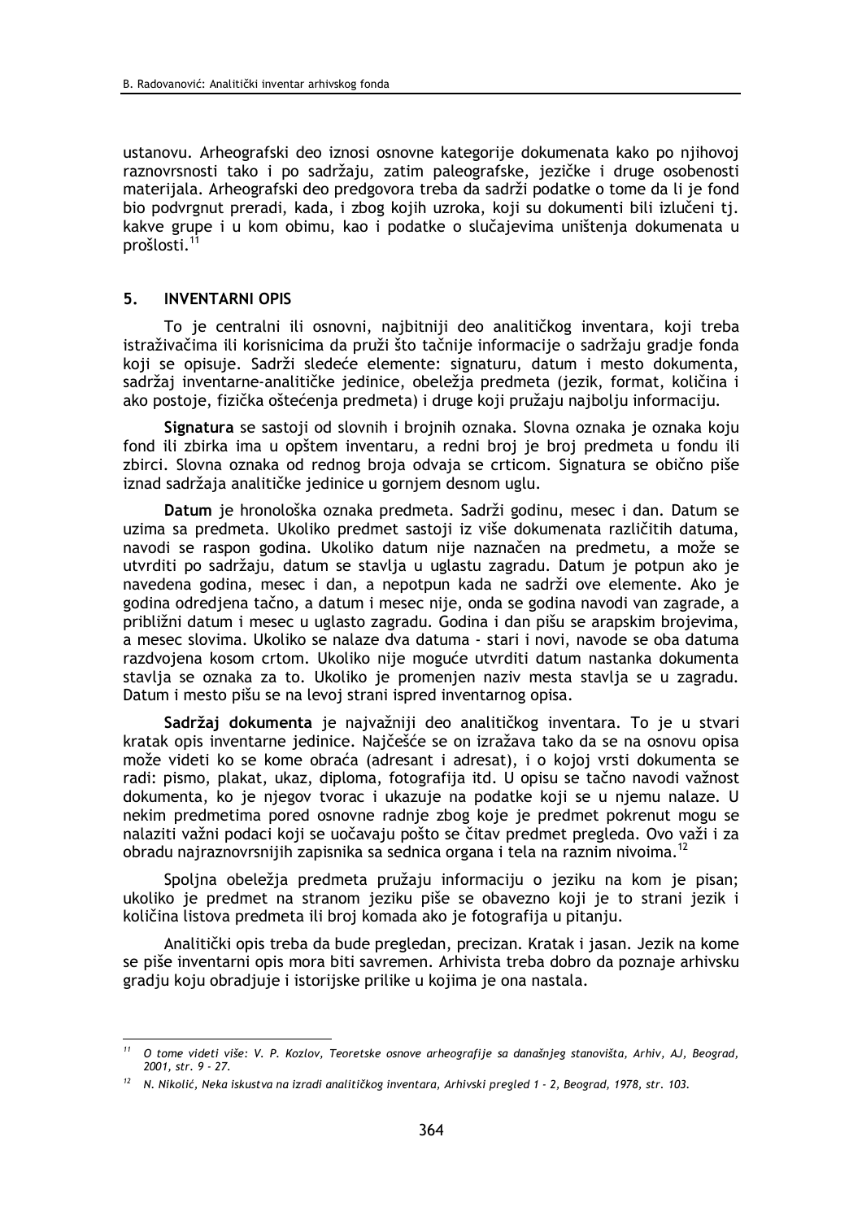ustanovu. Arheografski deo iznosi osnovne kategorije dokumenata kako po njihovoj raznovrsnosti tako i po sadržaju, zatim paleografske, jezičke i druge osobenosti materijala. Arheografski deo predgovora treba da sadrži podatke o tome da li je fond bio podvrgnut preradi, kada, i zbog kojih uzroka, koji su dokumenti bili izlučeni tj. kakve grupe i u kom obimu, kao i podatke o slučajevima uništenja dokumenata u prošlosti.[11]

## 5. INVENTARNI OPIS

To je centralni ili osnovni, najbitniji deo analitičkog inventara, koji treba istraživačima ili korisnicima da pruži što tačnije informacije o sadržaju gradje fonda koji se opisuje. Sadrži sledeće elemente: signaturu, datum i mesto dokumenta, sadržaj inventarne-analitičke jedinice, obeležja predmeta (jezik, format, količina i ako postoje, fizička oštećenja predmeta) i druge koji pružaju najbolju informaciju.

**Signatura** se sastoji od slovnih i brojnih oznaka. Slovna oznaka je oznaka koju fond ili zbirka ima u opštem inventaru, a redni broj je broj predmeta u fondu ili zbirci. Slovna oznaka od rednog broja odvaja se crticom. Signatura se obično piše iznad sadržaja analitičke jedinice u gornjem desnom uglu.

**Datum** je hronološka oznaka predmeta. Sadrži godinu, mesec i dan. Datum se uzima sa predmeta. Ukoliko predmet sastoji iz više dokumenata različitih datuma, navodi se raspon godina. Ukoliko datum nije naznačen na predmetu, a može se utvrditi po sadržaju, datum se stavlja u uglastu zagradu. Datum je potpun ako je navedena godina, mesec i dan, a nepotpun kada ne sadrži ove elemente. Ako je godina odredjena tačno, a datum i mesec nije, onda se godina navodi van zagrade, a približni datum i mesec u uglasto zagradu. Godina i dan pišu se arapskim brojevima, a mesec slovima. Ukoliko se nalaze dva datuma - stari i novi, navode se oba datuma razdvojena kosom crtom. Ukoliko nije moguće utvrditi datum nastanka dokumenta stavlja se oznaka za to. Ukoliko je promenjen naziv mesta stavlja se u zagradu. Datum i mesto pišu se na levoj strani ispred inventarnog opisa.

**Sadržaj dokumenta** je najvažniji deo analitičkog inventara. To je u stvari kratak opis inventarne jedinice. Najčešće se on izražava tako da se na osnovu opisa može videti ko se kome obraća (adresant i adresat), i o kojoj vrsti dokumenta se radi: pismo, plakat, ukaz, diploma, fotografija itd. U opisu se tačno navodi važnost dokumenta, ko je njegov tvorac i ukazuje na podatke koji se u njemu nalaze. U nekim predmetima pored osnovne radnje zbog koje je predmet pokrenut mogu se nalaziti važni podaci koji se uočavaju pošto se čitav predmet pregleda. Ovo važi i za obradu najraznovrsnijih zapisnika sa sednica organa i tela na raznim nivoima.[12]

Spoljna obeležja predmeta pružaju informaciju o jeziku na kom je pisan; ukoliko je predmet na stranom jeziku piše se obavezno koji je to strani jezik i količina listova predmeta ili broj komada ako je fotografija u pitanju.

Analitički opis treba da bude pregledan, precizan. Kratak i jasan. Jezik na kome se piše inventarni opis mora biti savremen. Arhivista treba dobro da poznaje arhivsku gradju koju obradjuje i istorijske prilike u kojima je ona nastala.

---

[11] *O tome videti više: V. P. Kozlov, Teoretske osnove arheografije sa današnjeg stanovišta, Arhiv, AJ, Beograd, 2001, str. 9 - 27.*

[12] *N. Nikolić, Neka iskustva na izradi analitičkog inventara, Arhivski pregled 1 - 2, Beograd, 1978, str. 103.*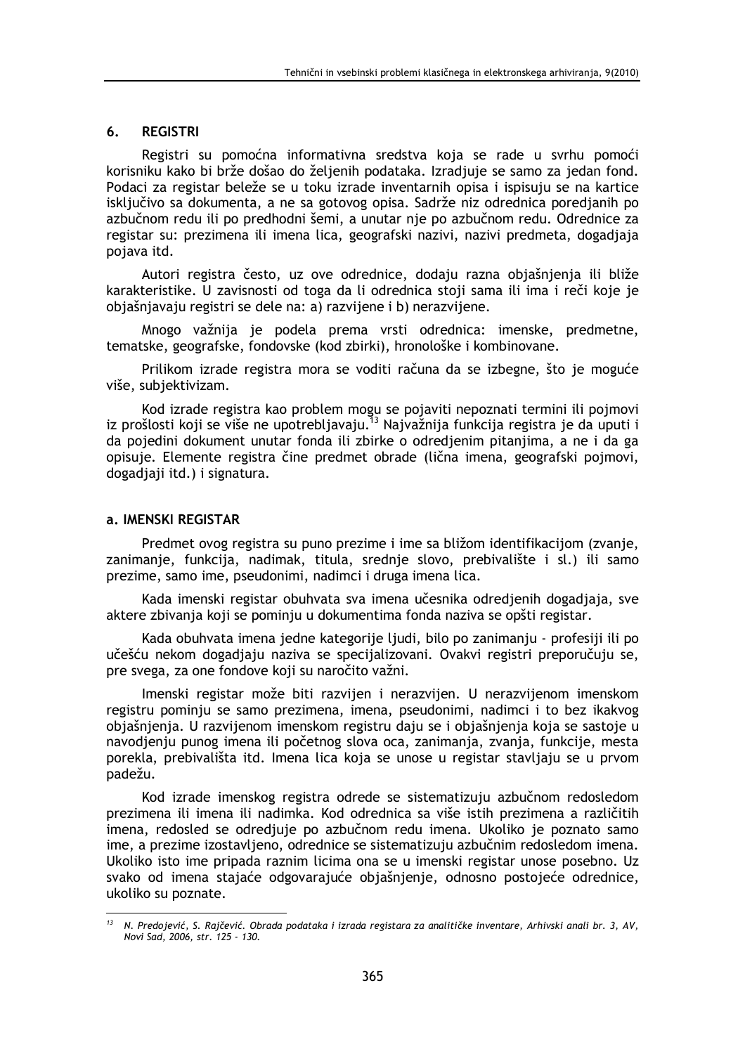## 6. REGISTRI

Registri su pomoćna informativna sredstva koja se rade u svrhu pomoći korisniku kako bi brže došao do željenih podataka. Izradjuje se samo za jedan fond. Podaci za registar beleže se u toku izrade inventarnih opisa i ispisuju se na kartice isključivo sa dokumenta, a ne sa gotovog opisa. Sadrže niz odrednica poredjanih po azbučnom redu ili po predhodni šemi, a unutar nje po azbučnom redu. Odrednice za registar su: prezimena ili imena lica, geografski nazivi, nazivi predmeta, dogadjaja pojava itd.

Autori registra često, uz ove odrednice, dodaju razna objašnjenja ili bliže karakteristike. U zavisnosti od toga da li odrednica stoji sama ili ima i reči koje je objašnjavaju registri se dele na: a) razvijene i b) nerazvijene.

Mnogo važnija je podela prema vrsti odrednica: imenske, predmetne, tematske, geografske, fondovske (kod zbirki), hronološke i kombinovane.

Prilikom izrade registra mora se voditi računa da se izbegne, što je moguće više, subjektivizam.

Kod izrade registra kao problem mogu se pojaviti nepoznati termini ili pojmovi iz prošlosti koji se više ne upotrebljavaju.[13] Najvažnija funkcija registra je da uputi i da pojedini dokument unutar fonda ili zbirke o odredjenim pitanjima, a ne i da ga opisuje. Elemente registra čine predmet obrade (lična imena, geografski pojmovi, dogadjaji itd.) i signatura.

### a. IMENSKI REGISTAR

Predmet ovog registra su puno prezime i ime sa bližom identifikacijom (zvanje, zanimanje, funkcija, nadimak, titula, srednje slovo, prebivalište i sl.) ili samo prezime, samo ime, pseudonimi, nadimci i druga imena lica.

Kada imenski registar obuhvata sva imena učesnika odredjenih dogadjaja, sve aktere zbivanja koji se pominju u dokumentima fonda naziva se opšti registar.

Kada obuhvata imena jedne kategorije ljudi, bilo po zanimanju - profesiji ili po učešću nekom dogadjaju naziva se specijalizovani. Ovakvi registri preporučuju se, pre svega, za one fondove koji su naročito važni.

Imenski registar može biti razvijen i nerazvijen. U nerazvijenom imenskom registru pominju se samo prezimena, imena, pseudonimi, nadimci i to bez ikakvog objašnjenja. U razvijenom imenskom registru daju se i objašnjenja koja se sastoje u navodjenju punog imena ili početnog slova oca, zanimanja, zvanja, funkcije, mesta porekla, prebivališta itd. Imena lica koja se unose u registar stavljaju se u prvom padežu.

Kod izrade imenskog registra odrede se sistematizuju azbučnom redosledom prezimena ili imena ili nadimka. Kod odrednica sa više istih prezimena a različitih imena, redosled se odredjuje po azbučnom redu imena. Ukoliko je poznato samo ime, a prezime izostavljeno, odrednice se sistematizuju azbučnim redosledom imena. Ukoliko isto ime pripada raznim licima ona se u imenski registar unose posebno. Uz svako od imena stajaće odgovarajuće objašnjenje, odnosno postojeće odrednice, ukoliko su poznate.

---

[13] *N. Predojević, S. Rajčević. Obrada podataka i izrada registara za analitičke inventare, Arhivski anali br. 3, AV, Novi Sad, 2006, str. 125 - 130.*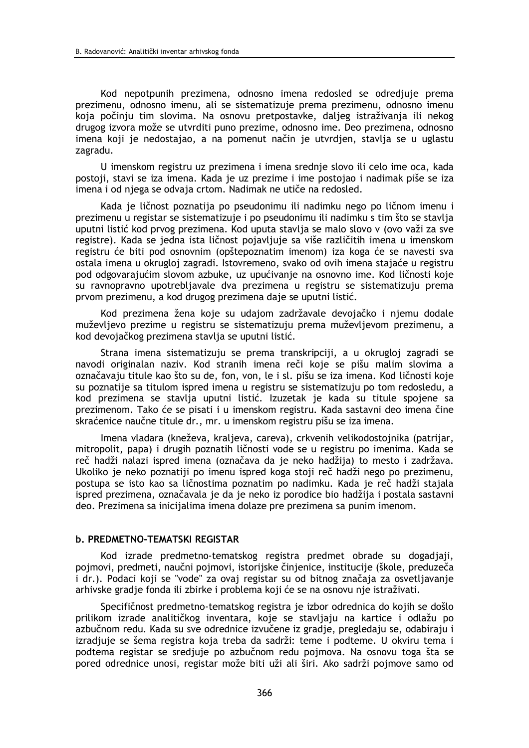Kod nepotpunih prezimena, odnosno imena redosled se odredjuje prema prezimenu, odnosno imenu, ali se sistematizuje prema prezimenu, odnosno imenu koja počinju tim slovima. Na osnovu pretpostavke, daljeg istraživanja ili nekog drugog izvora može se utvrditi puno prezime, odnosno ime. Deo prezimena, odnosno imena koji je nedostajao, a na pomenut način je utvrdjen, stavlja se u uglastu zagradu.

U imenskom registru uz prezimena i imena srednje slovo ili celo ime oca, kada postoji, stavi se iza imena. Kada je uz prezime i ime postojao i nadimak piše se iza imena i od njega se odvaja crtom. Nadimak ne utiče na redosled.

Kada je ličnost poznatija po pseudonimu ili nadimku nego po ličnom imenu i prezimenu u registar se sistematizuje i po pseudonimu ili nadimku s tim što se stavlja uputni listić kod prvog prezimena. Kod uputa stavlja se malo slovo v (ovo važi za sve registre). Kada se jedna ista ličnost pojavljuje sa više različitih imena u imenskom registru će biti pod osnovnim (opštepoznatim imenom) iza koga će se navesti sva ostala imena u okrugloj zagradi. Istovremeno, svako od ovih imena stajaće u registru pod odgovarajućim slovom azbuke, uz upućivanje na osnovno ime. Kod ličnosti koje su ravnopravno upotrebljavale dva prezimena u registru se sistematizuju prema prvom prezimenu, a kod drugog prezimena daje se uputni listić.

Kod prezimena žena koje su udajom zadržavale devojačko i njemu dodale muževljevo prezime u registru se sistematizuju prema muževljevom prezimenu, a kod devojačkog prezimena stavlja se uputni listić.

Strana imena sistematizuju se prema transkripciji, a u okrugloj zagradi se navodi originalan naziv. Kod stranih imena reči koje se pišu malim slovima a označavaju titule kao što su de, fon, von, le i sl. pišu se iza imena. Kod ličnosti koje su poznatije sa titulom ispred imena u registru se sistematizuju po tom redosledu, a kod prezimena se stavlja uputni listić. Izuzetak je kada su titule spojene sa prezimenom. Tako će se pisati i u imenskom registru. Kada sastavni deo imena čine skraćenice naučne titule dr., mr. u imenskom registru pišu se iza imena.

Imena vladara (kneževa, kraljeva, careva), crkvenih velikodostojnika (patrijar, mitropolit, papa) i drugih poznatih ličnosti vode se u registru po imenima. Kada se reč hadži nalazi ispred imena (označava da je neko hadžija) to mesto i zadržava. Ukoliko je neko poznatiji po imenu ispred koga stoji reč hadži nego po prezimenu, postupa se isto kao sa ličnostima poznatim po nadimku. Kada je reč hadži stajala ispred prezimena, označavala je da je neko iz porodice bio hadžija i postala sastavni deo. Prezimena sa inicijalima imena dolaze pre prezimena sa punim imenom.

### b. PREDMETNO-TEMATSKI REGISTAR

Kod izrade predmetno-tematskog registra predmet obrade su dogadjaji, pojmovi, predmeti, naučni pojmovi, istorijske činjenice, institucije (škole, preduzeća i dr.). Podaci koji se "vode" za ovaj registar su od bitnog značaja za osvetljavanje arhivske gradje fonda ili zbirke i problema koji će se na osnovu nje istraživati.

Specifičnost predmetno-tematskog registra je izbor odrednica do kojih se došlo prilikom izrade analitičkog inventara, koje se stavljaju na kartice i odlažu po azbučnom redu. Kada su sve odrednice izvučene iz gradje, pregledaju se, odabiraju i izradjuje se šema registra koja treba da sadrži: teme i podteme. U okviru tema i podtema registar se sredjuje po azbučnom redu pojmova. Na osnovu toga šta se pored odrednice unosi, registar može biti uži ali širi. Ako sadrži pojmove samo od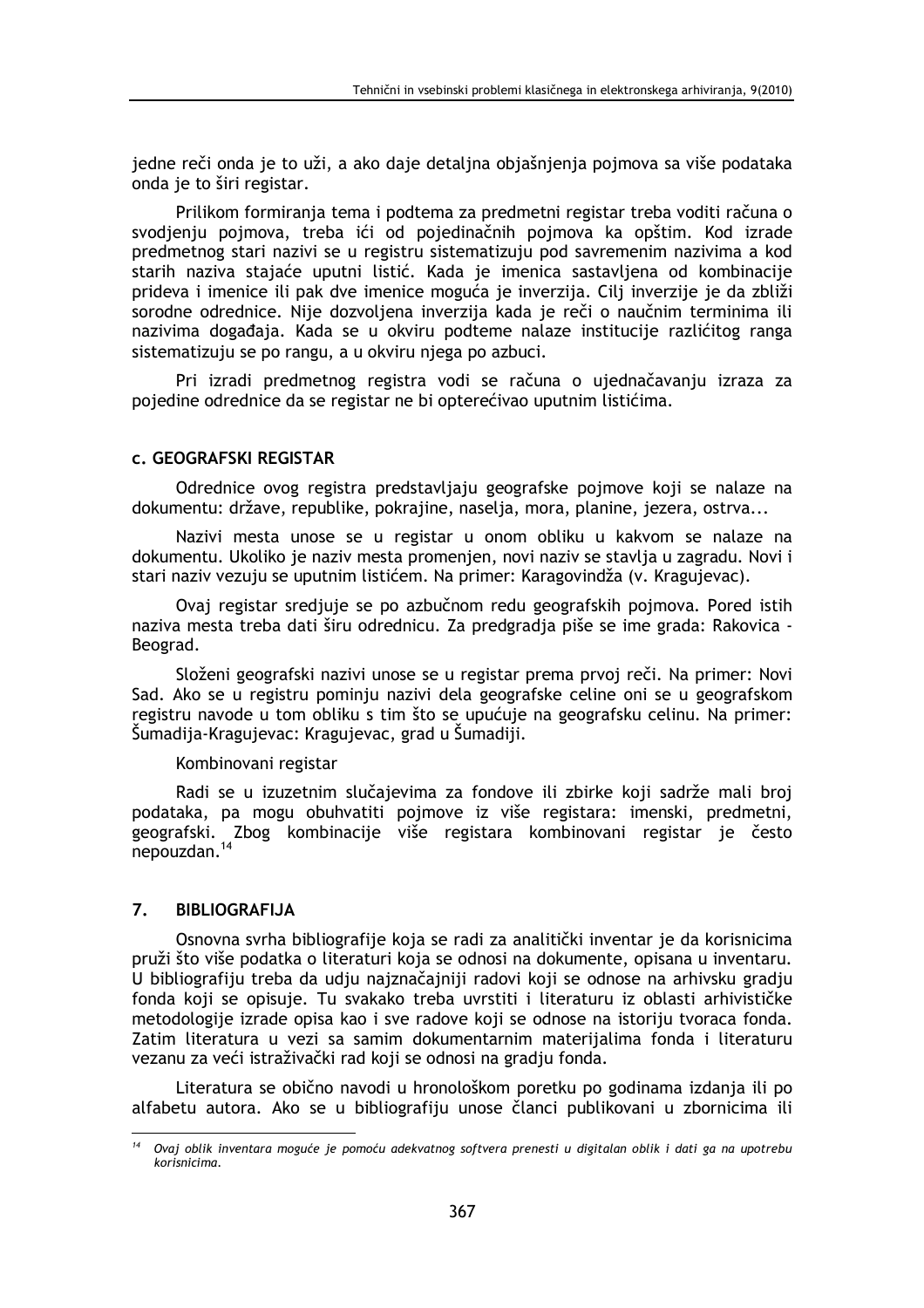jedne reči onda je to uži, a ako daje detaljna objašnjenja pojmova sa više podataka onda je to širi registar.

Prilikom formiranja tema i podtema za predmetni registar treba voditi računa o svodjenju pojmova, treba ići od pojedinačnih pojmova ka opštim. Kod izrade predmetnog stari nazivi se u registru sistematizuju pod savremenim nazivima a kod starih naziva stajaće uputni listić. Kada je imenica sastavljena od kombinacije prideva i imenice ili pak dve imenice moguća je inverzija. Cilj inverzije je da zbliži srodne odrednice. Nije dozvoljena inverzija kada je reči o naučnim terminima ili nazivima događaja. Kada se u okviru podteme nalaze institucije različitog ranga sistematizuju se po rangu, a u okviru njega po azbuci.

Pri izradi predmetnog registra vodi se računa o ujednačavanju izraza za pojedine odrednice da se registar ne bi opterećivao uputnim listićima.

### c. GEOGRAFSKI REGISTAR

Odrednice ovog registra predstavljaju geografske pojmove koji se nalaze na dokumentu: države, republike, pokrajine, naselja, mora, planine, jezera, ostrva...

Nazivi mesta unose se u registar u onom obliku u kakvom se nalaze na dokumentu. Ukoliko je naziv mesta promenjen, novi naziv se stavlja u zagradu. Novi i stari naziv vezuju se uputnim listićem. Na primer: Karagovindža (v. Kragujevac).

Ovaj registar sredjuje se po azbučnom redu geografskih pojmova. Pored istih naziva mesta treba dati širu odrednicu. Za predgradja piše se ime grada: Rakovica - Beograd.

Složeni geografski nazivi unose se u registar prema prvoj reči. Na primer: Novi Sad. Ako se u registru pominju nazivi dela geografske celine oni se u geografskom registru navode u tom obliku s tim što se upućuje na geografsku celinu. Na primer: Šumadija-Kragujevac: Kragujevac, grad u Šumadiji.

Kombinovani registar

Radi se u izuzetnim slučajevima za fondove ili zbirke koji sadrže mali broj podataka, pa mogu obuhvatiti pojmove iz više registara: imenski, predmetni, geografski. Zbog kombinacije više registara kombinovani registar je često nepouzdan.[14]

## 7. BIBLIOGRAFIJA

Osnovna svrha bibliografije koja se radi za analitički inventar je da korisnicima pruži što više podatka o literaturi koja se odnosi na dokumente, opisana u inventaru. U bibliografiju treba da udju najznačajniji radovi koji se odnose na arhivsku gradju fonda koji se opisuje. Tu svakako treba uvrstiti i literaturu iz oblasti arhivističke metodologije izrade opisa kao i sve radove koji se odnose na istoriju tvoraca fonda. Zatim literatura u vezi sa samim dokumentarnim materijalima fonda i literaturu vezanu za veći istraživački rad koji se odnosi na gradju fonda.

Literatura se obično navodi u hronološkom poretku po godinama izdanja ili po alfabetu autora. Ako se u bibliografiju unose članci publikovani u zbornicima ili

---

[14] *Ovaj oblik inventara moguće je pomoću adekvatnog softvera prenesti u digitalan oblik i dati ga na upotrebu korisnicima.*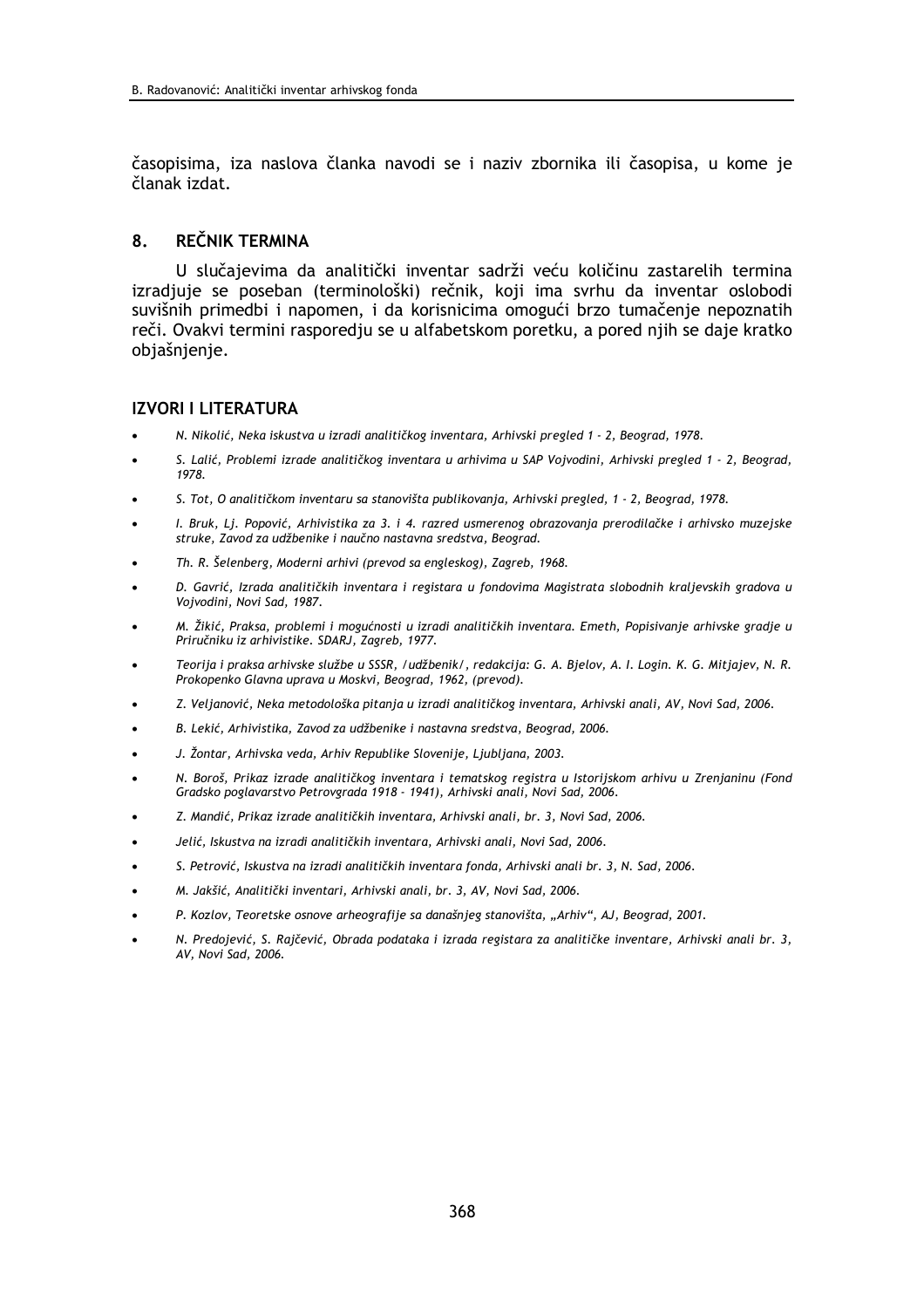časopisima, iza naslova članka navodi se i naziv zbornika ili časopisa, u kome je članak izdat.

## 8. REČNIK TERMINA

U slučajevima da analitički inventar sadrži veću količinu zastarelih termina izradjuje se poseban (terminološki) rečnik, koji ima svrhu da inventar oslobodi suvišnih primedbi i napomen, i da korisnicima omogući brzo tumačenje nepoznatih reči. Ovakvi termini rasporedju se u alfabetskom poretku, a pored njih se daje kratko objašnjenje.

## IZVORI I LITERATURA

- *N. Nikolić, Neka iskustva u izradi analitičkog inventara, Arhivski pregled 1 - 2, Beograd, 1978.*
- *S. Lalić, Problemi izrade analitičkog inventara u arhivima u SAP Vojvodini, Arhivski pregled 1 - 2, Beograd, 1978.*
- *S. Tot, O analitičkom inventaru sa stanovišta publikovanja, Arhivski pregled, 1 - 2, Beograd, 1978.*
- *I. Bruk, Lj. Popović, Arhivistika za 3. i 4. razred usmerenog obrazovanja prerodilačke i arhivsko muzejske struke, Zavod za udžbenike i naučno nastavna sredstva, Beograd.*
- *Th. R. Šelenberg, Moderni arhivi (prevod sa engleskog), Zagreb, 1968.*
- *D. Gavrić, Izrada analitičkih inventara i registara u fondovima Magistrata slobodnih kraljevskih gradova u Vojvodini, Novi Sad, 1987.*
- *M. Žikić, Praksa, problemi i mogućnosti u izradi analitičkih inventara. Emeth, Popisivanje arhivske gradje u Priručniku iz arhivistike. SDARJ, Zagreb, 1977.*
- *Teorija i praksa arhivske službe u SSSR, /udžbenik/, redakcija: G. A. Bjelov, A. I. Login. K. G. Mitjajev, N. R. Prokopenko Glavna uprava u Moskvi, Beograd, 1962, (prevod).*
- *Z. Veljanović, Neka metodološka pitanja u izradi analitičkog inventara, Arhivski anali, AV, Novi Sad, 2006.*
- *B. Lekić, Arhivistika, Zavod za udžbenike i nastavna sredstva, Beograd, 2006.*
- *J. Žontar, Arhivska veda, Arhiv Republike Slovenije, Ljubljana, 2003.*
- *N. Boroš, Prikaz izrade analitičkog inventara i tematskog registra u Istorijskom arhivu u Zrenjaninu (Fond Gradsko poglavarstvo Petrovgrada 1918 - 1941), Arhivski anali, Novi Sad, 2006.*
- *Z. Mandić, Prikaz izrade analitičkih inventara, Arhivski anali, br. 3, Novi Sad, 2006.*
- *Jelić, Iskustva na izradi analitičkih inventara, Arhivski anali, Novi Sad, 2006.*
- *S. Petrović, Iskustva na izradi analitičkih inventara fonda, Arhivski anali br. 3, N. Sad, 2006.*
- *M. Jakšić, Analitički inventari, Arhivski anali, br. 3, AV, Novi Sad, 2006.*
- *P. Kozlov, Teoretske osnove arheografije sa današnjeg stanovišta, „Arhiv“, AJ, Beograd, 2001.*
- *N. Predojević, S. Rajčević, Obrada podataka i izrada registara za analitičke inventare, Arhivski anali br. 3, AV, Novi Sad, 2006.*